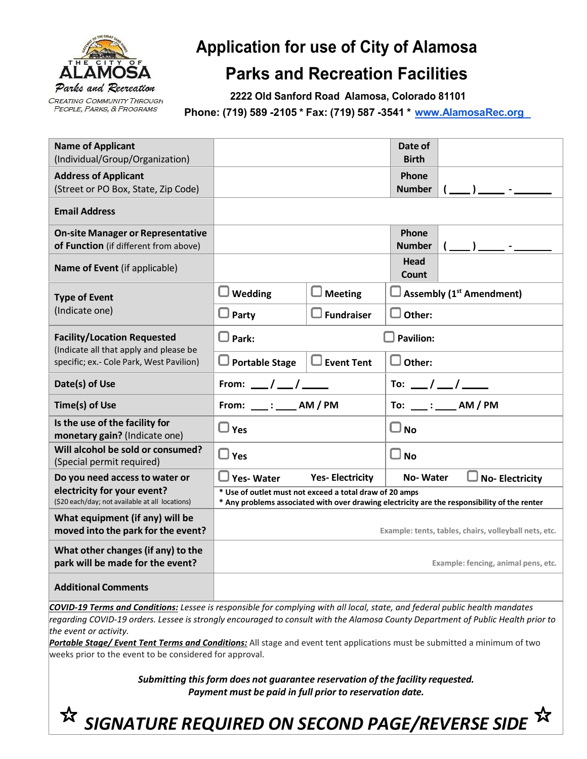THE CITY OF ALAMOSA
Parks and Recreation
Creating Community Through People, Parks, & Programs

# Application for use of City of Alamosa Parks and Recreation Facilities

**2222 Old Sanford Road Alamosa, Colorado 81101**

**Phone: (719) 589 -2105 * Fax: (719) 587 -3541 * www.AlamosaRec.org**

| | | | |
|---|---|---|---|
| **Name of Applicant** (Individual/Group/Organization) | | **Date of Birth** | |
| **Address of Applicant** (Street or PO Box, State, Zip Code) | | **Phone Number** | ( ___ ) _____ - _______ |
| **Email Address** | | | |
| **On-site Manager or Representative of Function** (if different from above) | | **Phone Number** | ( ___ ) _____ - _______ |
| **Name of Event** (if applicable) | | **Head Count** | |

| | | | |
|---|---|---|---|
| **Type of Event** (Indicate one) | ☐ **Wedding** | ☐ **Meeting** | ☐ **Assembly (1st Amendment)** |
| | ☐ **Party** | ☐ **Fundraiser** | ☐ **Other:** |
| **Facility/Location Requested** (Indicate all that apply and please be specific; ex.- Cole Park, West Pavilion) | ☐ **Park:** | | ☐ **Pavilion:** |
| | ☐ **Portable Stage** | ☐ **Event Tent** | ☐ **Other:** |
| **Date(s) of Use** | **From: ___ / ___ / _____** | | **To: ___ / ___ / _____** |
| **Time(s) of Use** | **From: ___ : ____ AM / PM** | | **To: ___ : ____ AM / PM** |
| **Is the use of the facility for monetary gain?** (Indicate one) | ☐ **Yes** | | ☐ **No** |
| **Will alcohol be sold or consumed?** (Special permit required) | ☐ **Yes** | | ☐ **No** |
| **Do you need access to water or electricity for your event?** ($20 each/day; not available at all locations) | ☐ **Yes- Water** | **Yes- Electricity** | **No- Water** ☐ **No- Electricity** |
| | **\* Use of outlet must not exceed a total draw of 20 amps** **\* Any problems associated with over drawing electricity are the responsibility of the renter** | | |
| **What equipment (if any) will be moved into the park for the event?** | Example: tents, tables, chairs, volleyball nets, etc. | | |
| **What other changes (if any) to the park will be made for the event?** | Example: fencing, animal pens, etc. | | |
| **Additional Comments** | | | |

***COVID-19 Terms and Conditions:*** *Lessee is responsible for complying with all local, state, and federal public health mandates regarding COVID-19 orders. Lessee is strongly encouraged to consult with the Alamosa County Department of Public Health prior to the event or activity.*

***Portable Stage/ Event Tent Terms and Conditions:*** All stage and event tent applications must be submitted a minimum of two weeks prior to the event to be considered for approval.

***Submitting this form does not guarantee reservation of the facility requested.***
***Payment must be paid in full prior to reservation date.***

☆ ***SIGNATURE REQUIRED ON SECOND PAGE/REVERSE SIDE*** ☆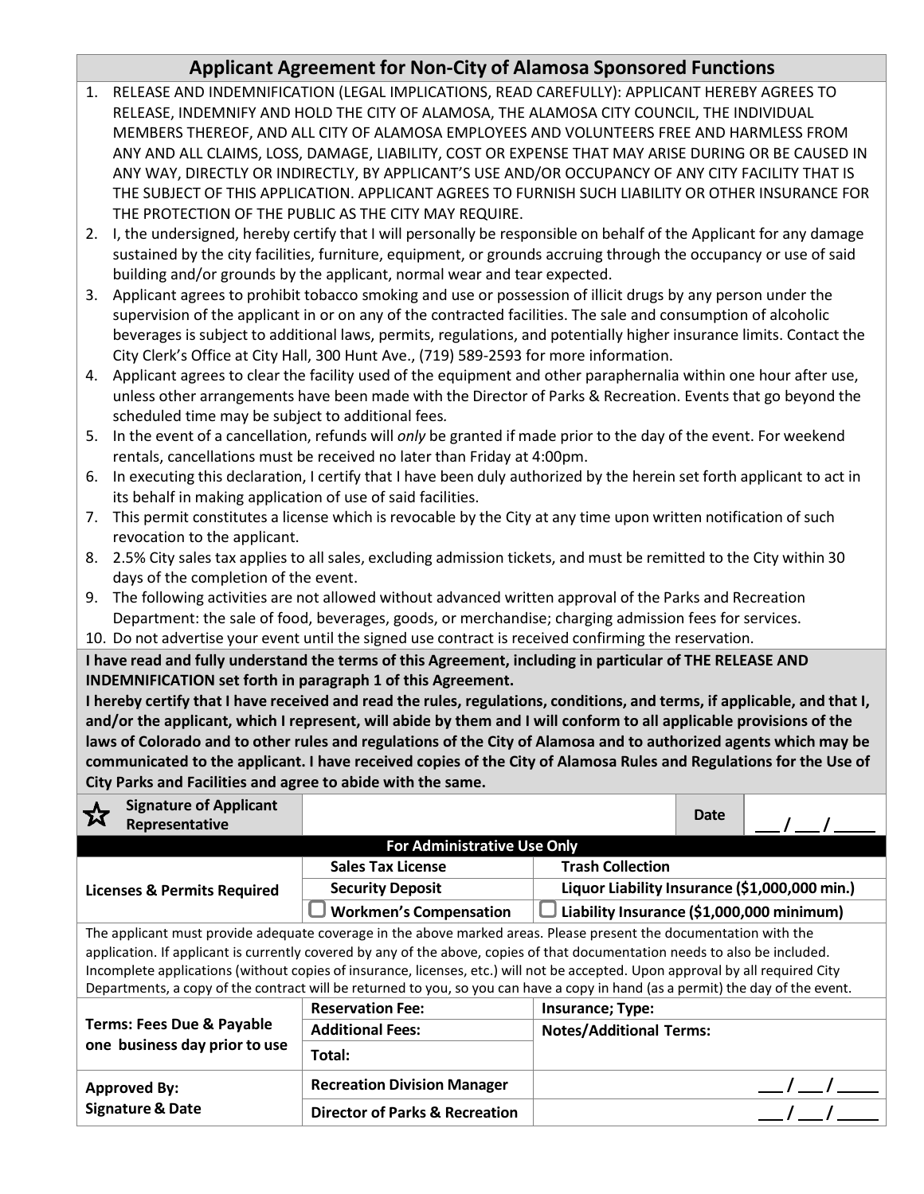## Applicant Agreement for Non-City of Alamosa Sponsored Functions

1. RELEASE AND INDEMNIFICATION (LEGAL IMPLICATIONS, READ CAREFULLY): APPLICANT HEREBY AGREES TO RELEASE, INDEMNIFY AND HOLD THE CITY OF ALAMOSA, THE ALAMOSA CITY COUNCIL, THE INDIVIDUAL MEMBERS THEREOF, AND ALL CITY OF ALAMOSA EMPLOYEES AND VOLUNTEERS FREE AND HARMLESS FROM ANY AND ALL CLAIMS, LOSS, DAMAGE, LIABILITY, COST OR EXPENSE THAT MAY ARISE DURING OR BE CAUSED IN ANY WAY, DIRECTLY OR INDIRECTLY, BY APPLICANT'S USE AND/OR OCCUPANCY OF ANY CITY FACILITY THAT IS THE SUBJECT OF THIS APPLICATION. APPLICANT AGREES TO FURNISH SUCH LIABILITY OR OTHER INSURANCE FOR THE PROTECTION OF THE PUBLIC AS THE CITY MAY REQUIRE.
2. I, the undersigned, hereby certify that I will personally be responsible on behalf of the Applicant for any damage sustained by the city facilities, furniture, equipment, or grounds accruing through the occupancy or use of said building and/or grounds by the applicant, normal wear and tear expected.
3. Applicant agrees to prohibit tobacco smoking and use or possession of illicit drugs by any person under the supervision of the applicant in or on any of the contracted facilities. The sale and consumption of alcoholic beverages is subject to additional laws, permits, regulations, and potentially higher insurance limits. Contact the City Clerk's Office at City Hall, 300 Hunt Ave., (719) 589-2593 for more information.
4. Applicant agrees to clear the facility used of the equipment and other paraphernalia within one hour after use, unless other arrangements have been made with the Director of Parks & Recreation. Events that go beyond the scheduled time may be subject to additional fees.
5. In the event of a cancellation, refunds will *only* be granted if made prior to the day of the event. For weekend rentals, cancellations must be received no later than Friday at 4:00pm.
6. In executing this declaration, I certify that I have been duly authorized by the herein set forth applicant to act in its behalf in making application of use of said facilities.
7. This permit constitutes a license which is revocable by the City at any time upon written notification of such revocation to the applicant.
8. 2.5% City sales tax applies to all sales, excluding admission tickets, and must be remitted to the City within 30 days of the completion of the event.
9. The following activities are not allowed without advanced written approval of the Parks and Recreation Department: the sale of food, beverages, goods, or merchandise; charging admission fees for services.
10. Do not advertise your event until the signed use contract is received confirming the reservation.

**I have read and fully understand the terms of this Agreement, including in particular of THE RELEASE AND INDEMNIFICATION set forth in paragraph 1 of this Agreement.**
**I hereby certify that I have received and read the rules, regulations, conditions, and terms, if applicable, and that I, and/or the applicant, which I represent, will abide by them and I will conform to all applicable provisions of the laws of Colorado and to other rules and regulations of the City of Alamosa and to authorized agents which may be communicated to the applicant. I have received copies of the City of Alamosa Rules and Regulations for the Use of City Parks and Facilities and agree to abide with the same.**

| | | | |
|---|---|---|---|
| ☆ **Signature of Applicant Representative** | | **Date** | ___ / ___ / ____ |

**For Administrative Use Only**

| | | |
|---|---|---|
| **Licenses & Permits Required** | **Sales Tax License** | **Trash Collection** |
| | **Security Deposit** | **Liquor Liability Insurance ($1,000,000 min.)** |
| | ☐ **Workmen's Compensation** | ☐ **Liability Insurance ($1,000,000 minimum)** |

The applicant must provide adequate coverage in the above marked areas. Please present the documentation with the application. If applicant is currently covered by any of the above, copies of that documentation needs to also be included. Incomplete applications (without copies of insurance, licenses, etc.) will not be accepted. Upon approval by all required City Departments, a copy of the contract will be returned to you, so you can have a copy in hand (as a permit) the day of the event.

| | | |
|---|---|---|
| **Terms: Fees Due & Payable one business day prior to use** | **Reservation Fee:** | **Insurance; Type:** |
| | **Additional Fees:** | **Notes/Additional Terms:** |
| | **Total:** | |
| **Approved By: Signature & Date** | **Recreation Division Manager** | ___ / ___ / ____ |
| | **Director of Parks & Recreation** | ___ / ___ / ____ |